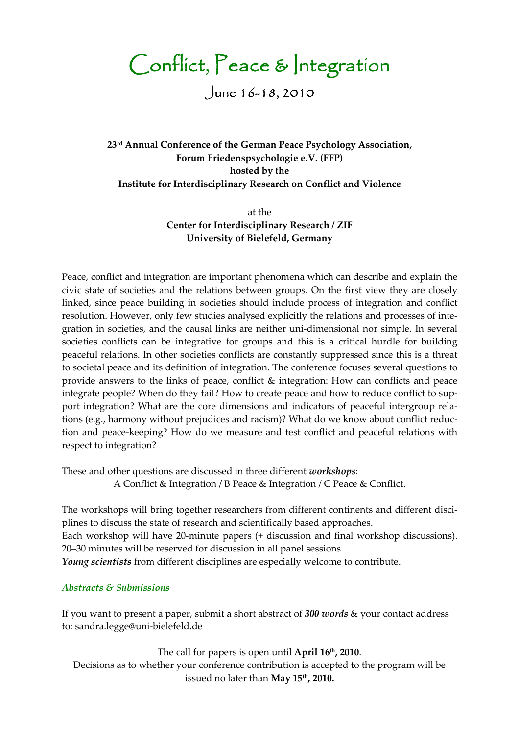# Conflict, Peace & Integration

## June 16-18, 2010

**23rd Annual Conference of the German Peace Psychology Association,**
**Forum Friedenspsychologie e.V. (FFP)**
**hosted by the**
**Institute for Interdisciplinary Research on Conflict and Violence**

at the
**Center for Interdisciplinary Research / ZIF**
**University of Bielefeld, Germany**

Peace, conflict and integration are important phenomena which can describe and explain the civic state of societies and the relations between groups. On the first view they are closely linked, since peace building in societies should include process of integration and conflict resolution. However, only few studies analysed explicitly the relations and processes of integration in societies, and the causal links are neither uni-dimensional nor simple. In several societies conflicts can be integrative for groups and this is a critical hurdle for building peaceful relations. In other societies conflicts are constantly suppressed since this is a threat to societal peace and its definition of integration. The conference focuses several questions to provide answers to the links of peace, conflict & integration: How can conflicts and peace integrate people? When do they fail? How to create peace and how to reduce conflict to support integration? What are the core dimensions and indicators of peaceful intergroup relations (e.g., harmony without prejudices and racism)? What do we know about conflict reduction and peace-keeping? How do we measure and test conflict and peaceful relations with respect to integration?

These and other questions are discussed in three different ***workshops***:
A Conflict & Integration / B Peace & Integration / C Peace & Conflict.

The workshops will bring together researchers from different continents and different disciplines to discuss the state of research and scientifically based approaches.
Each workshop will have 20-minute papers (+ discussion and final workshop discussions). 20–30 minutes will be reserved for discussion in all panel sessions.
***Young scientists*** from different disciplines are especially welcome to contribute.

### *Abstracts & Submissions*

If you want to present a paper, submit a short abstract of ***300 words*** & your contact address to: sandra.legge@uni-bielefeld.de

The call for papers is open until **April 16th, 2010**.
Decisions as to whether your conference contribution is accepted to the program will be issued no later than **May 15th, 2010.**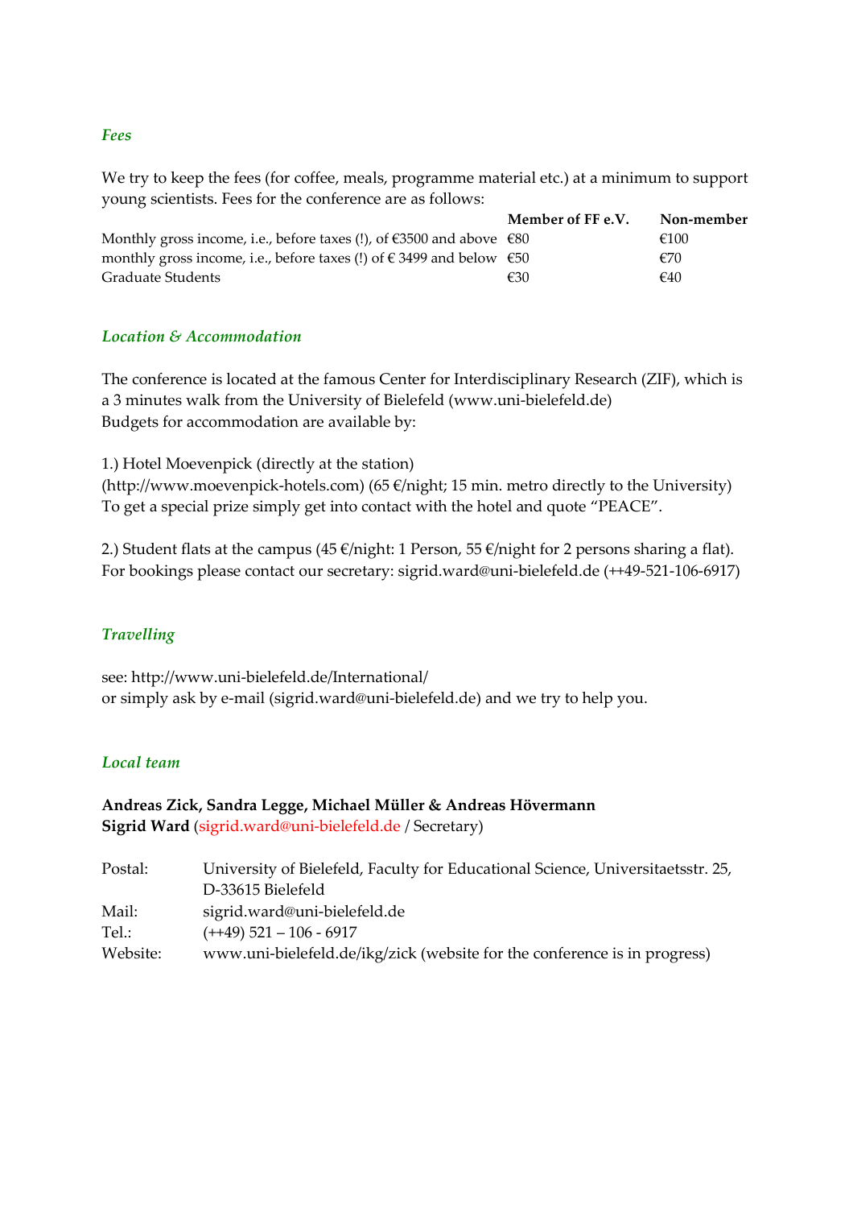### *Fees*

We try to keep the fees (for coffee, meals, programme material etc.) at a minimum to support young scientists. Fees for the conference are as follows:

| | Member of FF e.V. | Non-member |
|---|---|---|
| Monthly gross income, i.e., before taxes (!), of €3500 and above | €80 | €100 |
| monthly gross income, i.e., before taxes (!) of € 3499 and below | €50 | €70 |
| Graduate Students | €30 | €40 |

### *Location & Accommodation*

The conference is located at the famous Center for Interdisciplinary Research (ZIF), which is a 3 minutes walk from the University of Bielefeld (www.uni-bielefeld.de)
Budgets for accommodation are available by:

1.) Hotel Moevenpick (directly at the station)
(http://www.moevenpick-hotels.com) (65 €/night; 15 min. metro directly to the University)
To get a special prize simply get into contact with the hotel and quote "PEACE".

2.) Student flats at the campus (45 €/night: 1 Person, 55 €/night for 2 persons sharing a flat).
For bookings please contact our secretary: sigrid.ward@uni-bielefeld.de (++49-521-106-6917)

### *Travelling*

see: http://www.uni-bielefeld.de/International/
or simply ask by e-mail (sigrid.ward@uni-bielefeld.de) and we try to help you.

### *Local team*

**Andreas Zick, Sandra Legge, Michael Müller & Andreas Hövermann**
**Sigrid Ward** (sigrid.ward@uni-bielefeld.de / Secretary)

| | |
|---|---|
| Postal: | University of Bielefeld, Faculty for Educational Science, Universitaetsstr. 25, D-33615 Bielefeld |
| Mail: | sigrid.ward@uni-bielefeld.de |
| Tel.: | (++49) 521 – 106 - 6917 |
| Website: | www.uni-bielefeld.de/ikg/zick (website for the conference is in progress) |